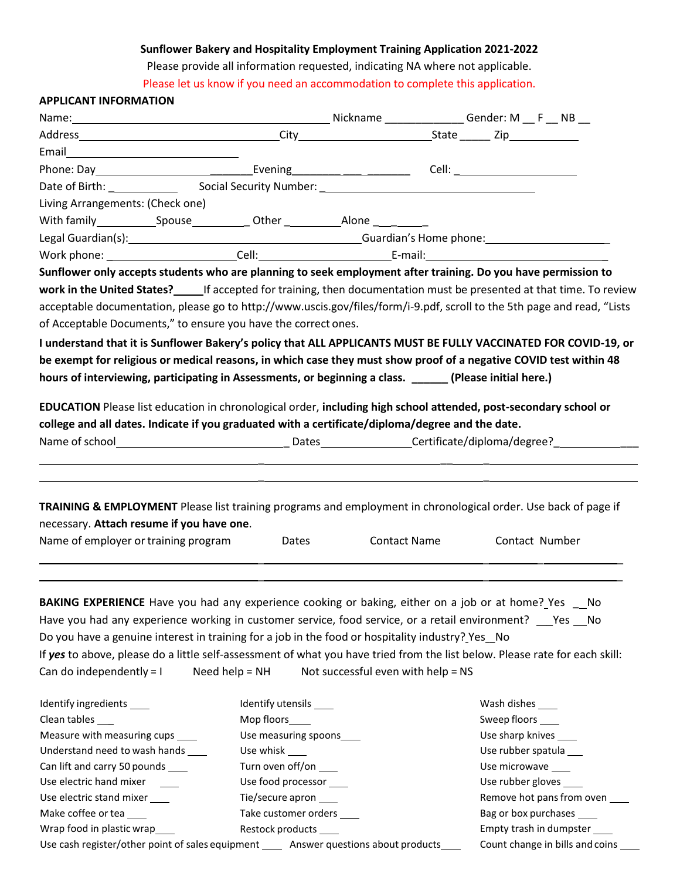**Sunflower Bakery and Hospitality Employment Training Application 2021-2022**

Please provide all information requested, indicating NA where not applicable.

Please let us know if you need an accommodation to complete this application.

**APPLICANT INFORMATION**

Name:______________________________________ Nickname ____________ Gender: M __ F __ NB __

Address______________________________City____________________State _____ Zip___________

Email__________________________

Phone: Day_________________________Evening__________________ Cell: ____________________

Date of Birth: ___________ Social Security Number: ________________________________

Living Arrangements: (Check one)

With family__________Spouse_________ Other _________Alone ________

Legal Guardian(s):___________________________________Guardian's Home phone:___________________

Work phone: ____________________Cell:_____________________E-mail:____________________________

**Sunflower only accepts students who are planning to seek employment after training. Do you have permission to work in the United States?_____** If accepted for training, then documentation must be presented at that time. To review acceptable documentation, please go to http://www.uscis.gov/files/form/i-9.pdf, scroll to the 5th page and read, "Lists of Acceptable Documents," to ensure you have the correct ones.

**I understand that it is Sunflower Bakery's policy that ALL APPLICANTS MUST BE FULLY VACCINATED FOR COVID-19, or be exempt for religious or medical reasons, in which case they must show proof of a negative COVID test within 48 hours of interviewing, participating in Assessments, or beginning a class. ______ (Please initial here.)**

**EDUCATION** Please list education in chronological order, **including high school attended, post-secondary school or college and all dates. Indicate if you graduated with a certificate/diploma/degree and the date.**

Name of school____________________________ Dates______________Certificate/diploma/degree?______________

______________________________________________________________________________________

______________________________________________________________________________________

**TRAINING & EMPLOYMENT** Please list training programs and employment in chronological order. Use back of page if necessary. **Attach resume if you have one**.

| Name of employer or training program | Dates | Contact Name | Contact Number |
|---|---|---|---|
| | | | |
| | | | |

**BAKING EXPERIENCE** Have you had any experience cooking or baking, either on a job or at home? Yes __No

Have you had any experience working in customer service, food service, or a retail environment? __Yes __No

Do you have a genuine interest in training for a job in the food or hospitality industry? Yes_No

If ***yes*** to above, please do a little self-assessment of what you have tried from the list below. Please rate for each skill:

Can do independently = I  Need help = NH  Not successful even with help = NS

| | | |
|---|---|---|
| Identify ingredients ___ | Identify utensils ___ | Wash dishes ___ |
| Clean tables ___ | Mop floors___ | Sweep floors ___ |
| Measure with measuring cups ___ | Use measuring spoons___ | Use sharp knives ___ |
| Understand need to wash hands ___ | Use whisk ___ | Use rubber spatula ___ |
| Can lift and carry 50 pounds ___ | Turn oven off/on ___ | Use microwave ___ |
| Use electric hand mixer ___ | Use food processor ___ | Use rubber gloves ___ |
| Use electric stand mixer ___ | Tie/secure apron ___ | Remove hot pans from oven ___ |
| Make coffee or tea ___ | Take customer orders ___ | Bag or box purchases ___ |
| Wrap food in plastic wrap___ | Restock products ___ | Empty trash in dumpster ___ |
| Use cash register/other point of sales equipment ___ | Answer questions about products___ | Count change in bills and coins ___ |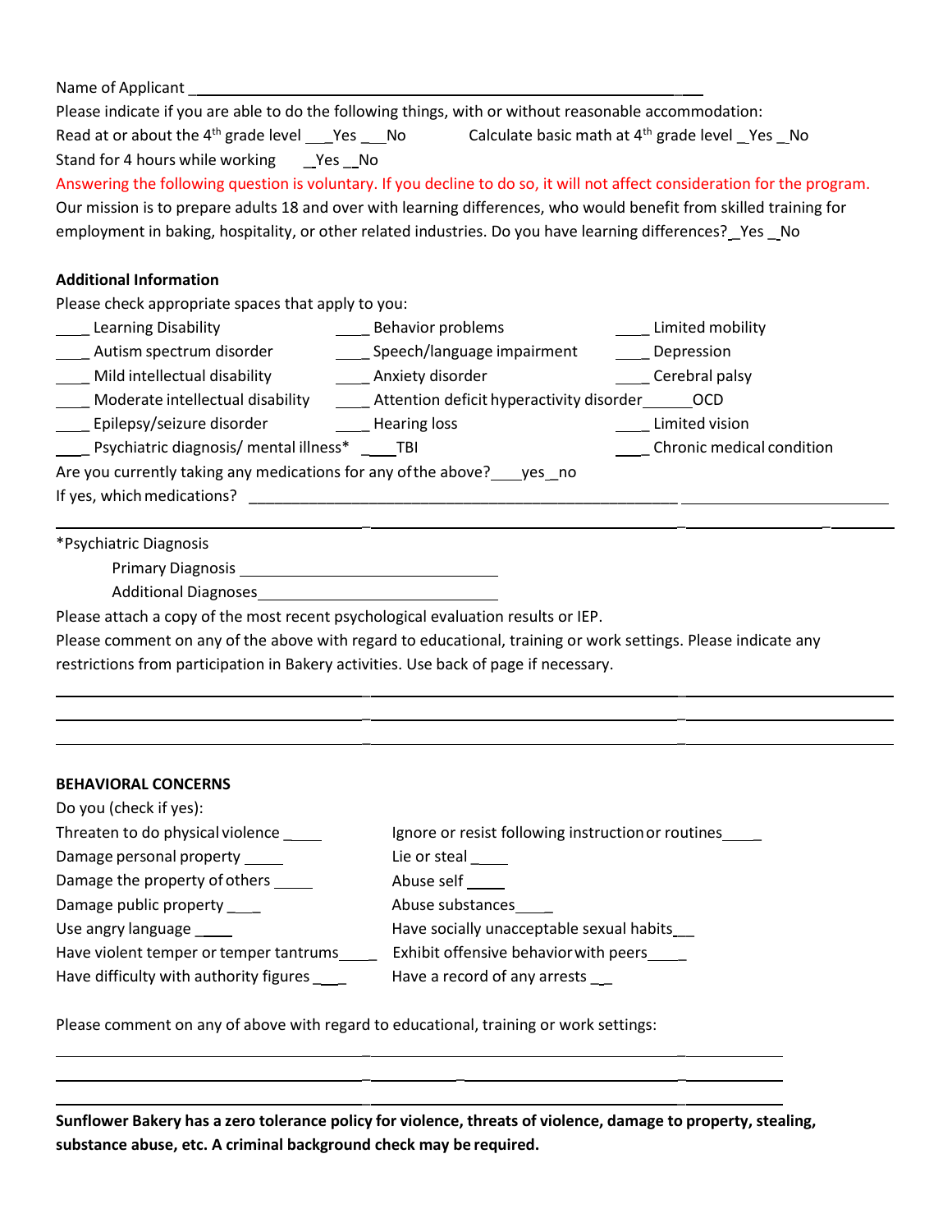Name of Applicant ___________________________________________________________

Please indicate if you are able to do the following things, with or without reasonable accommodation:

Read at or about the 4th grade level ___Yes ___No     Calculate basic math at 4th grade level _Yes _No

Stand for 4 hours while working  _Yes _No

Answering the following question is voluntary. If you decline to do so, it will not affect consideration for the program.

Our mission is to prepare adults 18 and over with learning differences, who would benefit from skilled training for employment in baking, hospitality, or other related industries. Do you have learning differences? _Yes _No

**Additional Information**

Please check appropriate spaces that apply to you:

| | | |
|---|---|---|
| ____ Learning Disability | ____ Behavior problems | ____ Limited mobility |
| ____ Autism spectrum disorder | ____ Speech/language impairment | ____ Depression |
| ____ Mild intellectual disability | ____ Anxiety disorder | ____ Cerebral palsy |
| ____ Moderate intellectual disability | ____ Attention deficit hyperactivity disorder | ______ OCD |
| ____ Epilepsy/seizure disorder | ____ Hearing loss | ____ Limited vision |
| ____ Psychiatric diagnosis/ mental illness* | ____ TBI | ____ Chronic medical condition |

Are you currently taking any medications for any of the above? ____yes _no

If yes, which medications? ___________________________________________________________

___________________________________________________________

*Psychiatric Diagnosis

Primary Diagnosis ______________________________

Additional Diagnoses ______________________________

Please attach a copy of the most recent psychological evaluation results or IEP.

Please comment on any of the above with regard to educational, training or work settings. Please indicate any restrictions from participation in Bakery activities. Use back of page if necessary.

___________________________________________________________

___________________________________________________________

___________________________________________________________

**BEHAVIORAL CONCERNS**

Do you (check if yes):

| | |
|---|---|
| Threaten to do physical violence _____ | Ignore or resist following instruction or routines_____ |
| Damage personal property _____ | Lie or steal _____ |
| Damage the property of others _____ | Abuse self _____ |
| Damage public property ____ | Abuse substances_____ |
| Use angry language _____ | Have socially unacceptable sexual habits___ |
| Have violent temper or temper tantrums_____ | Exhibit offensive behavior with peers_____ |
| Have difficulty with authority figures ____ | Have a record of any arrests __ |

Please comment on any of above with regard to educational, training or work settings:

___________________________________________________________

___________________________________________________________

___________________________________________________________

**Sunflower Bakery has a zero tolerance policy for violence, threats of violence, damage to property, stealing, substance abuse, etc. A criminal background check may be required.**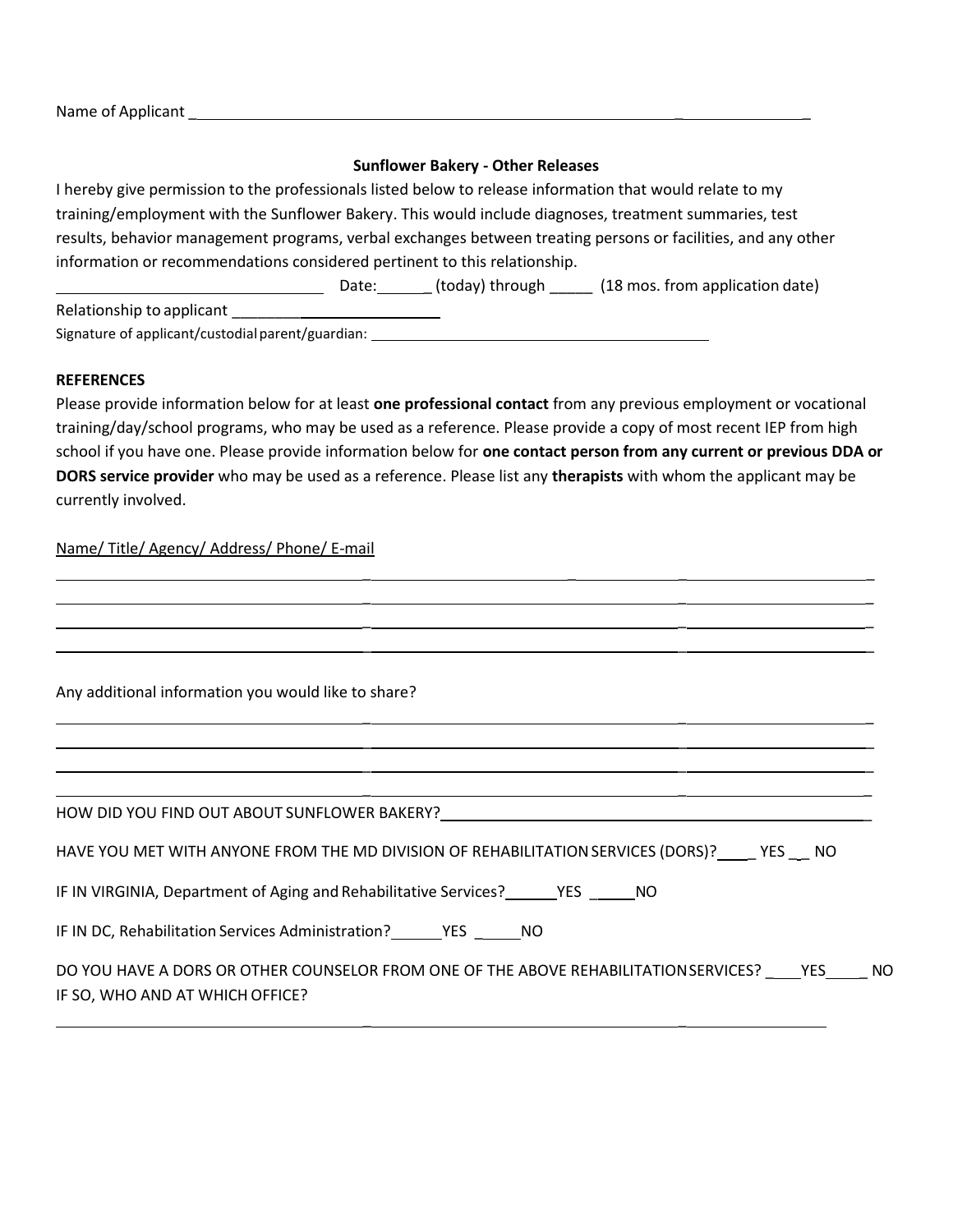Name of Applicant ________________________________________________________________

**Sunflower Bakery - Other Releases**

I hereby give permission to the professionals listed below to release information that would relate to my training/employment with the Sunflower Bakery. This would include diagnoses, treatment summaries, test results, behavior management programs, verbal exchanges between treating persons or facilities, and any other information or recommendations considered pertinent to this relationship.

________________________________ Date:______ (today) through _____ (18 mos. from application date)

Relationship to applicant _________________________

Signature of applicant/custodial parent/guardian: __________________________________________

**REFERENCES**

Please provide information below for at least **one professional contact** from any previous employment or vocational training/day/school programs, who may be used as a reference. Please provide a copy of most recent IEP from high school if you have one. Please provide information below for **one contact person from any current or previous DDA or DORS service provider** who may be used as a reference. Please list any **therapists** with whom the applicant may be currently involved.

Name/ Title/ Agency/ Address/ Phone/ E-mail

____________________________________________________________________________________

____________________________________________________________________________________

____________________________________________________________________________________

____________________________________________________________________________________

Any additional information you would like to share?

____________________________________________________________________________________

____________________________________________________________________________________

____________________________________________________________________________________

____________________________________________________________________________________

HOW DID YOU FIND OUT ABOUT SUNFLOWER BAKERY? ________________________________________

HAVE YOU MET WITH ANYONE FROM THE MD DIVISION OF REHABILITATION SERVICES (DORS)? _____ YES ___ NO

IF IN VIRGINIA, Department of Aging and Rehabilitative Services? ______ YES ______ NO

IF IN DC, Rehabilitation Services Administration? ______ YES ______ NO

DO YOU HAVE A DORS OR OTHER COUNSELOR FROM ONE OF THE ABOVE REHABILITATION SERVICES? ____ YES _____ NO

IF SO, WHO AND AT WHICH OFFICE?

____________________________________________________________________________________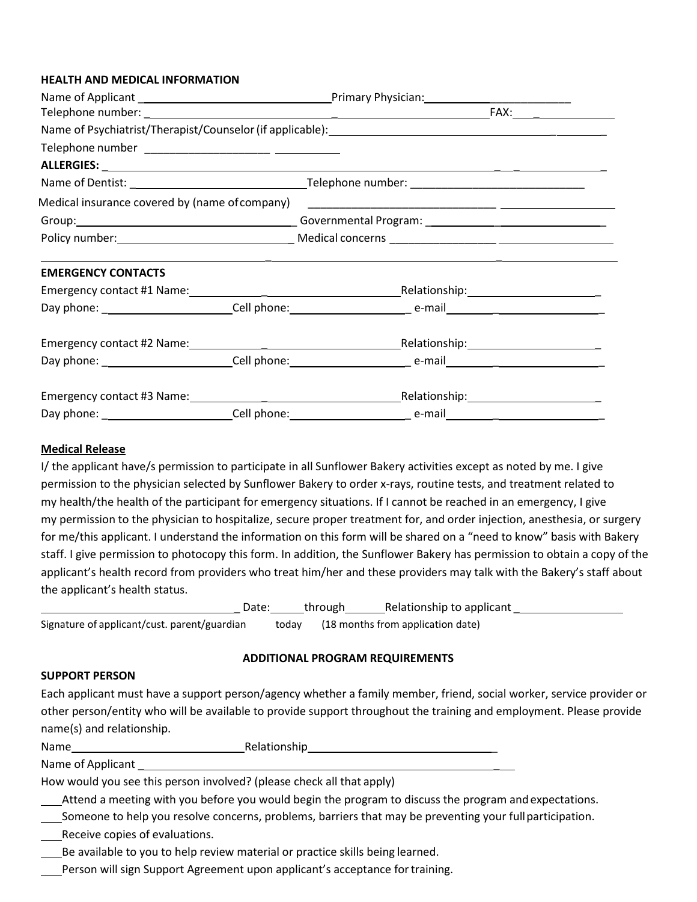**HEALTH AND MEDICAL INFORMATION**

Name of Applicant ________________________________ Primary Physician: _________________________

Telephone number: ________________________________________________ FAX: ______________

Name of Psychiatrist/Therapist/Counselor (if applicable): ________________________________________

Telephone number ____________________ ___________

**ALLERGIES:** ____________________________________________________________________________

Name of Dentist: ____________________________ Telephone number: ____________________________

Medical insurance covered by (name of company) _______________________________ ___________________

Group: ____________________________________ Governmental Program: ________________________________

Policy number: ____________________________ Medical concerns _________________ ___________________

_____________________________________________________________________________________________

**EMERGENCY CONTACTS**

Emergency contact #1 Name: ____________________________________ Relationship: ______________________

Day phone: ______________________ Cell phone: ____________________ e-mail ___________________________

Emergency contact #2 Name: ____________________________________ Relationship: ______________________

Day phone: ______________________ Cell phone: ____________________ e-mail ___________________________

Emergency contact #3 Name: ____________________________________ Relationship: ______________________

Day phone: ______________________ Cell phone: ____________________ e-mail ___________________________

**Medical Release**

I/ the applicant have/s permission to participate in all Sunflower Bakery activities except as noted by me. I give permission to the physician selected by Sunflower Bakery to order x-rays, routine tests, and treatment related to my health/the health of the participant for emergency situations. If I cannot be reached in an emergency, I give my permission to the physician to hospitalize, secure proper treatment for, and order injection, anesthesia, or surgery for me/this applicant. I understand the information on this form will be shared on a "need to know" basis with Bakery staff. I give permission to photocopy this form. In addition, the Sunflower Bakery has permission to obtain a copy of the applicant's health record from providers who treat him/her and these providers may talk with the Bakery's staff about the applicant's health status.

_________________________________ Date: ______ through _______ Relationship to applicant __________________

Signature of applicant/cust. parent/guardian    today    (18 months from application date)

## ADDITIONAL PROGRAM REQUIREMENTS

**SUPPORT PERSON**

Each applicant must have a support person/agency whether a family member, friend, social worker, service provider or other person/entity who will be available to provide support throughout the training and employment. Please provide name(s) and relationship.

Name ______________________________ Relationship _________________________________

Name of Applicant ________________________________________________________________

How would you see this person involved? (please check all that apply)

___ Attend a meeting with you before you would begin the program to discuss the program and expectations.

___ Someone to help you resolve concerns, problems, barriers that may be preventing your full participation.

___ Receive copies of evaluations.

___ Be available to you to help review material or practice skills being learned.

___ Person will sign Support Agreement upon applicant's acceptance for training.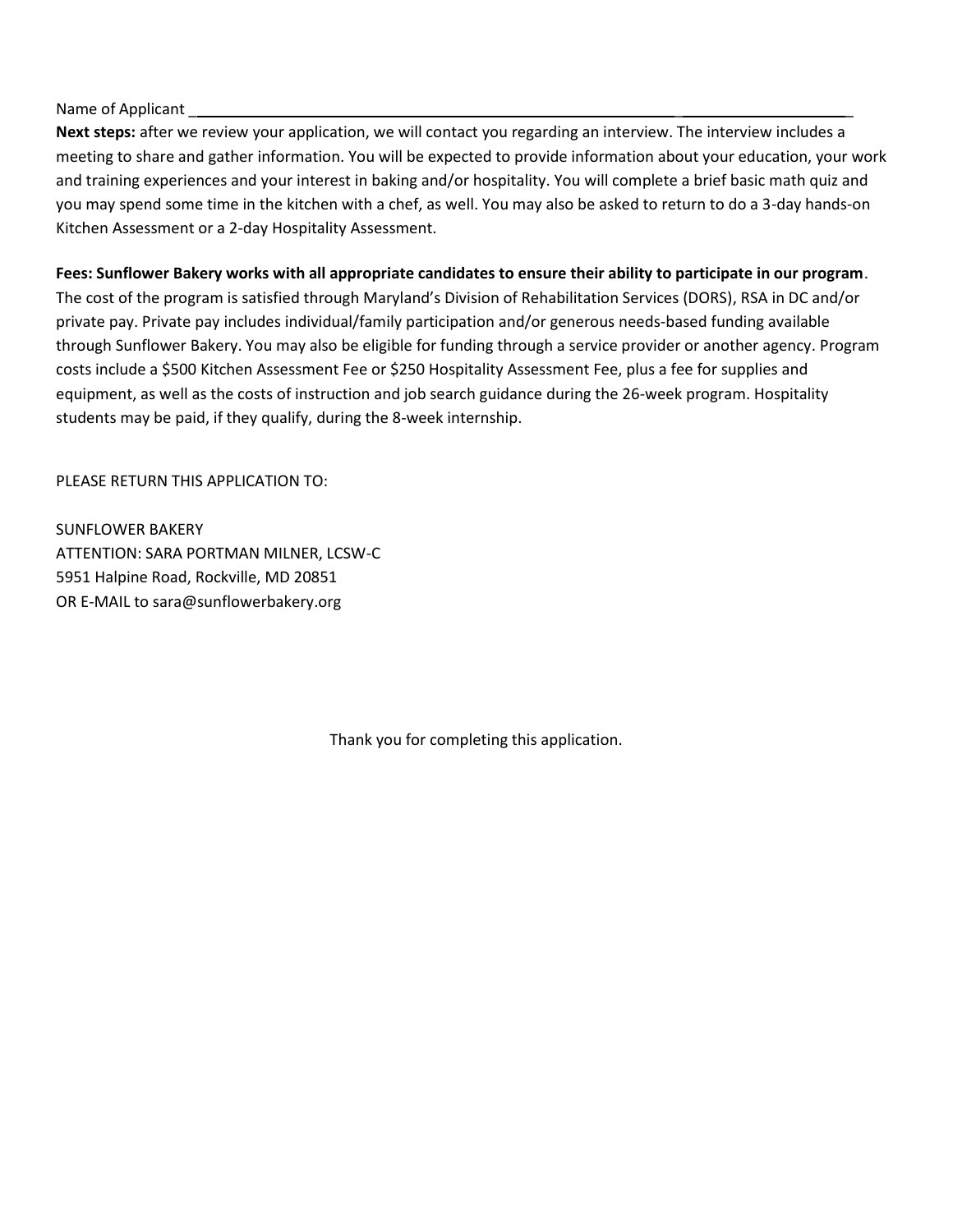Name of Applicant ___________________________________________________________________________

**Next steps:** after we review your application, we will contact you regarding an interview. The interview includes a meeting to share and gather information. You will be expected to provide information about your education, your work and training experiences and your interest in baking and/or hospitality. You will complete a brief basic math quiz and you may spend some time in the kitchen with a chef, as well. You may also be asked to return to do a 3-day hands-on Kitchen Assessment or a 2-day Hospitality Assessment.

**Fees: Sunflower Bakery works with all appropriate candidates to ensure their ability to participate in our program**. The cost of the program is satisfied through Maryland's Division of Rehabilitation Services (DORS), RSA in DC and/or private pay. Private pay includes individual/family participation and/or generous needs-based funding available through Sunflower Bakery. You may also be eligible for funding through a service provider or another agency. Program costs include a $500 Kitchen Assessment Fee or $250 Hospitality Assessment Fee, plus a fee for supplies and equipment, as well as the costs of instruction and job search guidance during the 26-week program. Hospitality students may be paid, if they qualify, during the 8-week internship.

PLEASE RETURN THIS APPLICATION TO:

SUNFLOWER BAKERY
ATTENTION: SARA PORTMAN MILNER, LCSW-C
5951 Halpine Road, Rockville, MD 20851
OR E-MAIL to sara@sunflowerbakery.org

Thank you for completing this application.